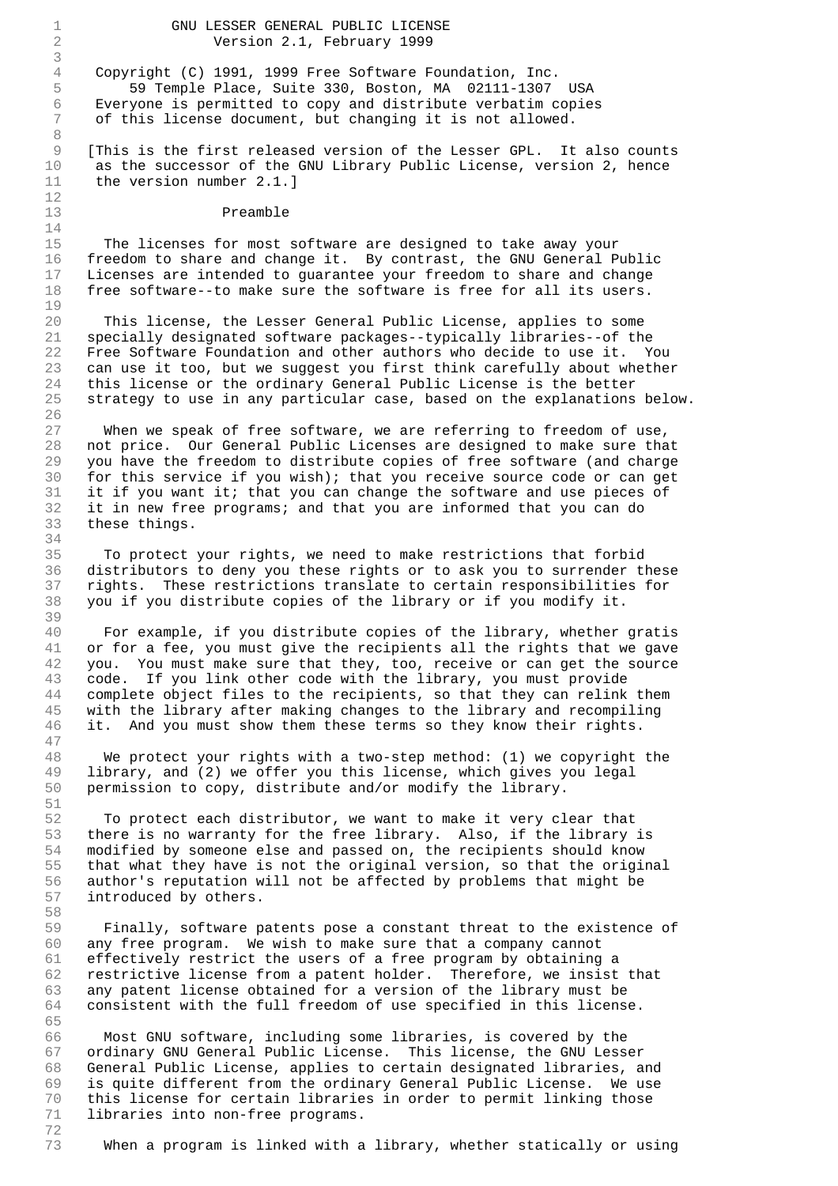# GNU LESSER GENERAL PUBLIC LICENSE

Version 2.1, February 1999

Copyright (C) 1991, 1999 Free Software Foundation, Inc.
59 Temple Place, Suite 330, Boston, MA 02111-1307 USA
Everyone is permitted to copy and distribute verbatim copies
of this license document, but changing it is not allowed.

[This is the first released version of the Lesser GPL. It also counts as the successor of the GNU Library Public License, version 2, hence the version number 2.1.]

## Preamble

The licenses for most software are designed to take away your freedom to share and change it. By contrast, the GNU General Public Licenses are intended to guarantee your freedom to share and change free software--to make sure the software is free for all its users.

This license, the Lesser General Public License, applies to some specially designated software packages--typically libraries--of the Free Software Foundation and other authors who decide to use it. You can use it too, but we suggest you first think carefully about whether this license or the ordinary General Public License is the better strategy to use in any particular case, based on the explanations below.

When we speak of free software, we are referring to freedom of use, not price. Our General Public Licenses are designed to make sure that you have the freedom to distribute copies of free software (and charge for this service if you wish); that you receive source code or can get it if you want it; that you can change the software and use pieces of it in new free programs; and that you are informed that you can do these things.

To protect your rights, we need to make restrictions that forbid distributors to deny you these rights or to ask you to surrender these rights. These restrictions translate to certain responsibilities for you if you distribute copies of the library or if you modify it.

For example, if you distribute copies of the library, whether gratis or for a fee, you must give the recipients all the rights that we gave you. You must make sure that they, too, receive or can get the source code. If you link other code with the library, you must provide complete object files to the recipients, so that they can relink them with the library after making changes to the library and recompiling it. And you must show them these terms so they know their rights.

We protect your rights with a two-step method: (1) we copyright the library, and (2) we offer you this license, which gives you legal permission to copy, distribute and/or modify the library.

To protect each distributor, we want to make it very clear that there is no warranty for the free library. Also, if the library is modified by someone else and passed on, the recipients should know that what they have is not the original version, so that the original author's reputation will not be affected by problems that might be introduced by others.

Finally, software patents pose a constant threat to the existence of any free program. We wish to make sure that a company cannot effectively restrict the users of a free program by obtaining a restrictive license from a patent holder. Therefore, we insist that any patent license obtained for a version of the library must be consistent with the full freedom of use specified in this license.

Most GNU software, including some libraries, is covered by the ordinary GNU General Public License. This license, the GNU Lesser General Public License, applies to certain designated libraries, and is quite different from the ordinary General Public License. We use this license for certain libraries in order to permit linking those libraries into non-free programs.

When a program is linked with a library, whether statically or using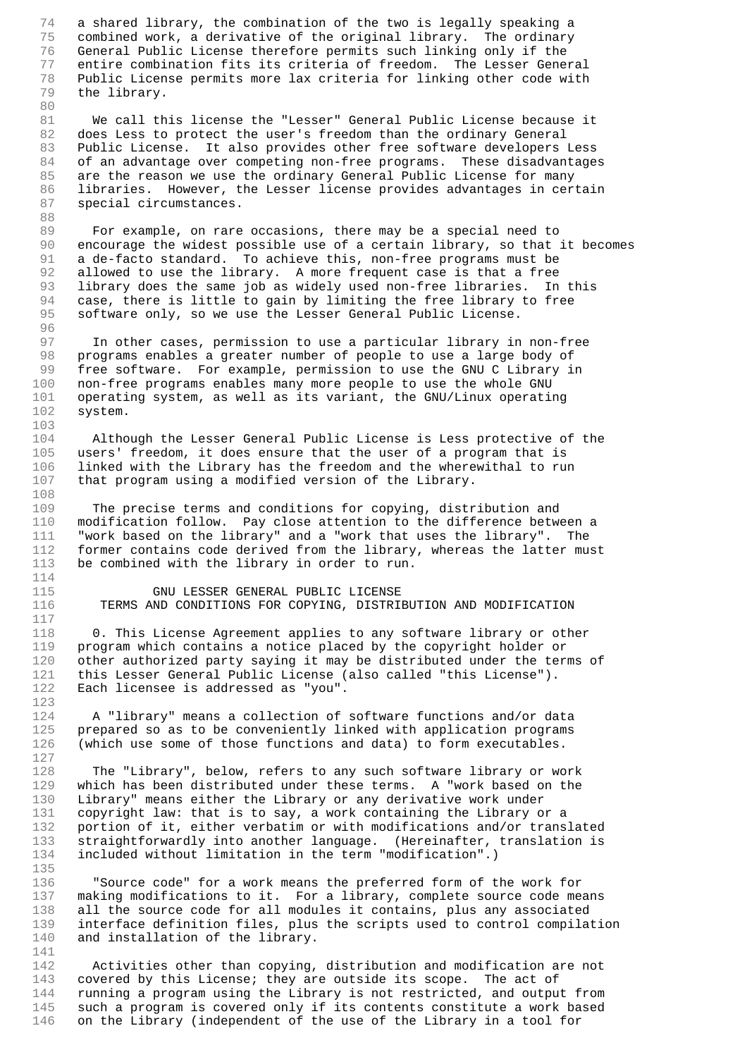a shared library, the combination of the two is legally speaking a combined work, a derivative of the original library. The ordinary General Public License therefore permits such linking only if the entire combination fits its criteria of freedom. The Lesser General Public License permits more lax criteria for linking other code with the library.

We call this license the "Lesser" General Public License because it does Less to protect the user's freedom than the ordinary General Public License. It also provides other free software developers Less of an advantage over competing non-free programs. These disadvantages are the reason we use the ordinary General Public License for many libraries. However, the Lesser license provides advantages in certain special circumstances.

For example, on rare occasions, there may be a special need to encourage the widest possible use of a certain library, so that it becomes a de-facto standard. To achieve this, non-free programs must be allowed to use the library. A more frequent case is that a free library does the same job as widely used non-free libraries. In this case, there is little to gain by limiting the free library to free software only, so we use the Lesser General Public License.

In other cases, permission to use a particular library in non-free programs enables a greater number of people to use a large body of free software. For example, permission to use the GNU C Library in non-free programs enables many more people to use the whole GNU operating system, as well as its variant, the GNU/Linux operating system.

Although the Lesser General Public License is Less protective of the users' freedom, it does ensure that the user of a program that is linked with the Library has the freedom and the wherewithal to run that program using a modified version of the Library.

The precise terms and conditions for copying, distribution and modification follow. Pay close attention to the difference between a "work based on the library" and a "work that uses the library". The former contains code derived from the library, whereas the latter must be combined with the library in order to run.

## GNU LESSER GENERAL PUBLIC LICENSE
## TERMS AND CONDITIONS FOR COPYING, DISTRIBUTION AND MODIFICATION

0. This License Agreement applies to any software library or other program which contains a notice placed by the copyright holder or other authorized party saying it may be distributed under the terms of this Lesser General Public License (also called "this License"). Each licensee is addressed as "you".

A "library" means a collection of software functions and/or data prepared so as to be conveniently linked with application programs (which use some of those functions and data) to form executables.

The "Library", below, refers to any such software library or work which has been distributed under these terms. A "work based on the Library" means either the Library or any derivative work under copyright law: that is to say, a work containing the Library or a portion of it, either verbatim or with modifications and/or translated straightforwardly into another language. (Hereinafter, translation is included without limitation in the term "modification".)

"Source code" for a work means the preferred form of the work for making modifications to it. For a library, complete source code means all the source code for all modules it contains, plus any associated interface definition files, plus the scripts used to control compilation and installation of the library.

Activities other than copying, distribution and modification are not covered by this License; they are outside its scope. The act of running a program using the Library is not restricted, and output from such a program is covered only if its contents constitute a work based on the Library (independent of the use of the Library in a tool for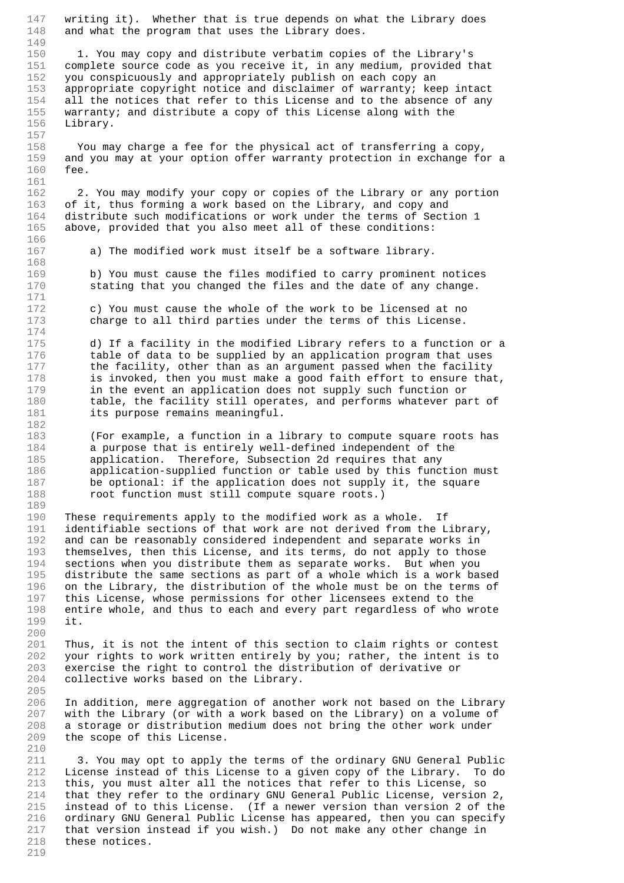writing it). Whether that is true depends on what the Library does and what the program that uses the Library does.

1. You may copy and distribute verbatim copies of the Library's complete source code as you receive it, in any medium, provided that you conspicuously and appropriately publish on each copy an appropriate copyright notice and disclaimer of warranty; keep intact all the notices that refer to this License and to the absence of any warranty; and distribute a copy of this License along with the Library.

You may charge a fee for the physical act of transferring a copy, and you may at your option offer warranty protection in exchange for a fee.

2. You may modify your copy or copies of the Library or any portion of it, thus forming a work based on the Library, and copy and distribute such modifications or work under the terms of Section 1 above, provided that you also meet all of these conditions:

a) The modified work must itself be a software library.

b) You must cause the files modified to carry prominent notices stating that you changed the files and the date of any change.

c) You must cause the whole of the work to be licensed at no charge to all third parties under the terms of this License.

d) If a facility in the modified Library refers to a function or a table of data to be supplied by an application program that uses the facility, other than as an argument passed when the facility is invoked, then you must make a good faith effort to ensure that, in the event an application does not supply such function or table, the facility still operates, and performs whatever part of its purpose remains meaningful.

(For example, a function in a library to compute square roots has a purpose that is entirely well-defined independent of the application. Therefore, Subsection 2d requires that any application-supplied function or table used by this function must be optional: if the application does not supply it, the square root function must still compute square roots.)

These requirements apply to the modified work as a whole. If identifiable sections of that work are not derived from the Library, and can be reasonably considered independent and separate works in themselves, then this License, and its terms, do not apply to those sections when you distribute them as separate works. But when you distribute the same sections as part of a whole which is a work based on the Library, the distribution of the whole must be on the terms of this License, whose permissions for other licensees extend to the entire whole, and thus to each and every part regardless of who wrote it.

Thus, it is not the intent of this section to claim rights or contest your rights to work written entirely by you; rather, the intent is to exercise the right to control the distribution of derivative or collective works based on the Library.

In addition, mere aggregation of another work not based on the Library with the Library (or with a work based on the Library) on a volume of a storage or distribution medium does not bring the other work under the scope of this License.

3. You may opt to apply the terms of the ordinary GNU General Public License instead of this License to a given copy of the Library. To do this, you must alter all the notices that refer to this License, so that they refer to the ordinary GNU General Public License, version 2, instead of to this License. (If a newer version than version 2 of the ordinary GNU General Public License has appeared, then you can specify that version instead if you wish.) Do not make any other change in these notices.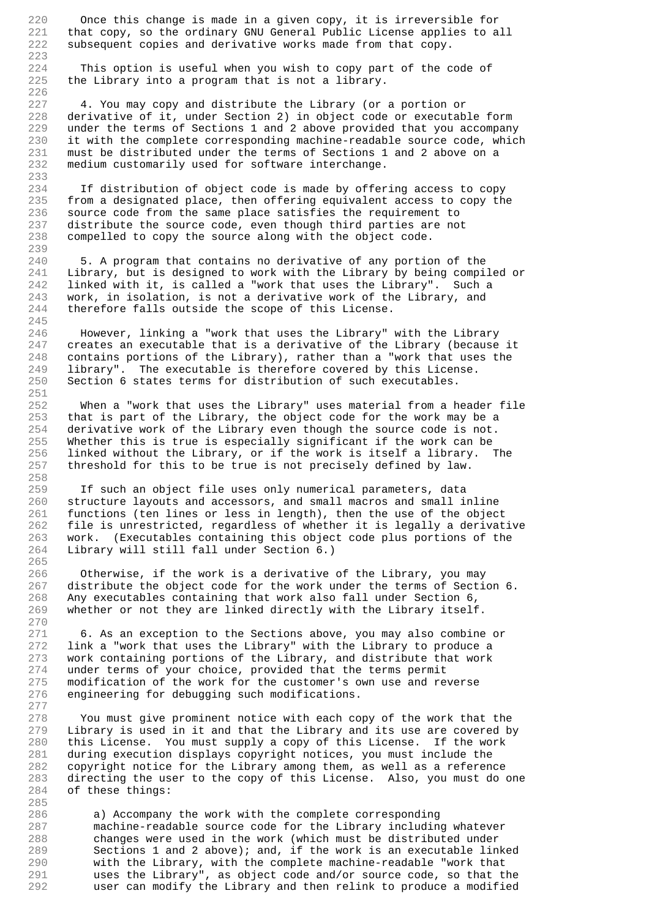Once this change is made in a given copy, it is irreversible for that copy, so the ordinary GNU General Public License applies to all subsequent copies and derivative works made from that copy.

This option is useful when you wish to copy part of the code of the Library into a program that is not a library.

4. You may copy and distribute the Library (or a portion or derivative of it, under Section 2) in object code or executable form under the terms of Sections 1 and 2 above provided that you accompany it with the complete corresponding machine-readable source code, which must be distributed under the terms of Sections 1 and 2 above on a medium customarily used for software interchange.

If distribution of object code is made by offering access to copy from a designated place, then offering equivalent access to copy the source code from the same place satisfies the requirement to distribute the source code, even though third parties are not compelled to copy the source along with the object code.

5. A program that contains no derivative of any portion of the Library, but is designed to work with the Library by being compiled or linked with it, is called a "work that uses the Library". Such a work, in isolation, is not a derivative work of the Library, and therefore falls outside the scope of this License.

However, linking a "work that uses the Library" with the Library creates an executable that is a derivative of the Library (because it contains portions of the Library), rather than a "work that uses the library". The executable is therefore covered by this License. Section 6 states terms for distribution of such executables.

When a "work that uses the Library" uses material from a header file that is part of the Library, the object code for the work may be a derivative work of the Library even though the source code is not. Whether this is true is especially significant if the work can be linked without the Library, or if the work is itself a library. The threshold for this to be true is not precisely defined by law.

If such an object file uses only numerical parameters, data structure layouts and accessors, and small macros and small inline functions (ten lines or less in length), then the use of the object file is unrestricted, regardless of whether it is legally a derivative work. (Executables containing this object code plus portions of the Library will still fall under Section 6.)

Otherwise, if the work is a derivative of the Library, you may distribute the object code for the work under the terms of Section 6. Any executables containing that work also fall under Section 6, whether or not they are linked directly with the Library itself.

6. As an exception to the Sections above, you may also combine or link a "work that uses the Library" with the Library to produce a work containing portions of the Library, and distribute that work under terms of your choice, provided that the terms permit modification of the work for the customer's own use and reverse engineering for debugging such modifications.

You must give prominent notice with each copy of the work that the Library is used in it and that the Library and its use are covered by this License. You must supply a copy of this License. If the work during execution displays copyright notices, you must include the copyright notice for the Library among them, as well as a reference directing the user to the copy of this License. Also, you must do one of these things:

a) Accompany the work with the complete corresponding machine-readable source code for the Library including whatever changes were used in the work (which must be distributed under Sections 1 and 2 above); and, if the work is an executable linked with the Library, with the complete machine-readable "work that uses the Library", as object code and/or source code, so that the user can modify the Library and then relink to produce a modified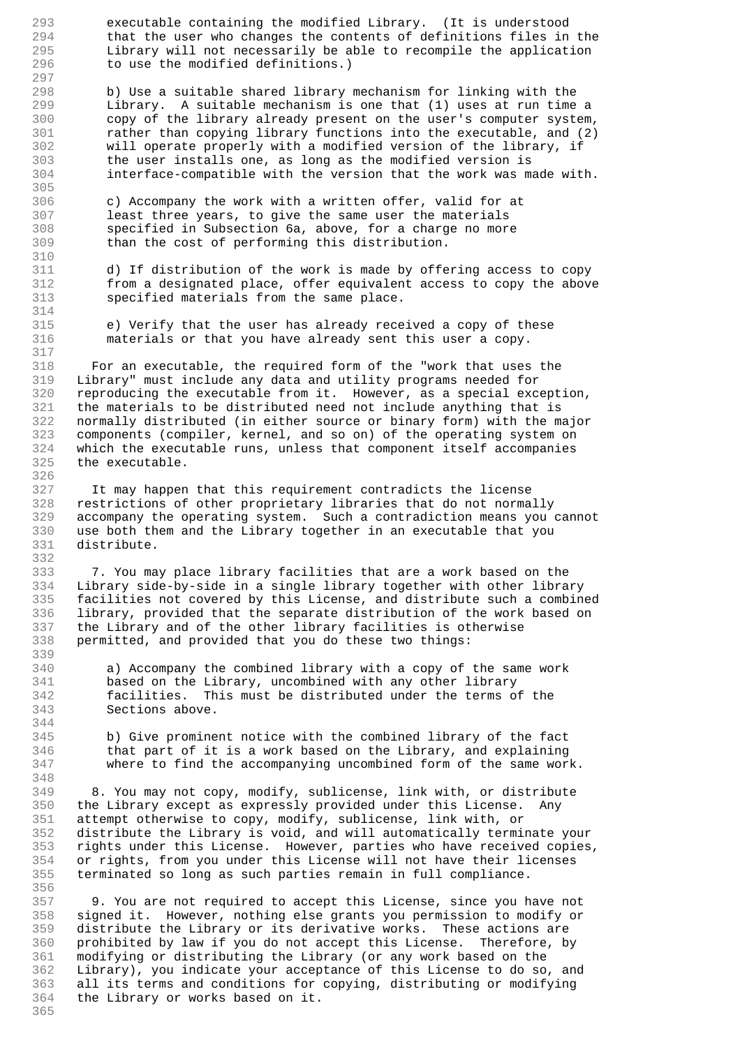executable containing the modified Library. (It is understood that the user who changes the contents of definitions files in the Library will not necessarily be able to recompile the application to use the modified definitions.)

b) Use a suitable shared library mechanism for linking with the Library. A suitable mechanism is one that (1) uses at run time a copy of the library already present on the user's computer system, rather than copying library functions into the executable, and (2) will operate properly with a modified version of the library, if the user installs one, as long as the modified version is interface-compatible with the version that the work was made with.

c) Accompany the work with a written offer, valid for at least three years, to give the same user the materials specified in Subsection 6a, above, for a charge no more than the cost of performing this distribution.

d) If distribution of the work is made by offering access to copy from a designated place, offer equivalent access to copy the above specified materials from the same place.

e) Verify that the user has already received a copy of these materials or that you have already sent this user a copy.

For an executable, the required form of the "work that uses the Library" must include any data and utility programs needed for reproducing the executable from it. However, as a special exception, the materials to be distributed need not include anything that is normally distributed (in either source or binary form) with the major components (compiler, kernel, and so on) of the operating system on which the executable runs, unless that component itself accompanies the executable.

It may happen that this requirement contradicts the license restrictions of other proprietary libraries that do not normally accompany the operating system. Such a contradiction means you cannot use both them and the Library together in an executable that you distribute.

7. You may place library facilities that are a work based on the Library side-by-side in a single library together with other library facilities not covered by this License, and distribute such a combined library, provided that the separate distribution of the work based on the Library and of the other library facilities is otherwise permitted, and provided that you do these two things:

a) Accompany the combined library with a copy of the same work based on the Library, uncombined with any other library facilities. This must be distributed under the terms of the Sections above.

b) Give prominent notice with the combined library of the fact that part of it is a work based on the Library, and explaining where to find the accompanying uncombined form of the same work.

8. You may not copy, modify, sublicense, link with, or distribute the Library except as expressly provided under this License. Any attempt otherwise to copy, modify, sublicense, link with, or distribute the Library is void, and will automatically terminate your rights under this License. However, parties who have received copies, or rights, from you under this License will not have their licenses terminated so long as such parties remain in full compliance.

9. You are not required to accept this License, since you have not signed it. However, nothing else grants you permission to modify or distribute the Library or its derivative works. These actions are prohibited by law if you do not accept this License. Therefore, by modifying or distributing the Library (or any work based on the Library), you indicate your acceptance of this License to do so, and all its terms and conditions for copying, distributing or modifying the Library or works based on it.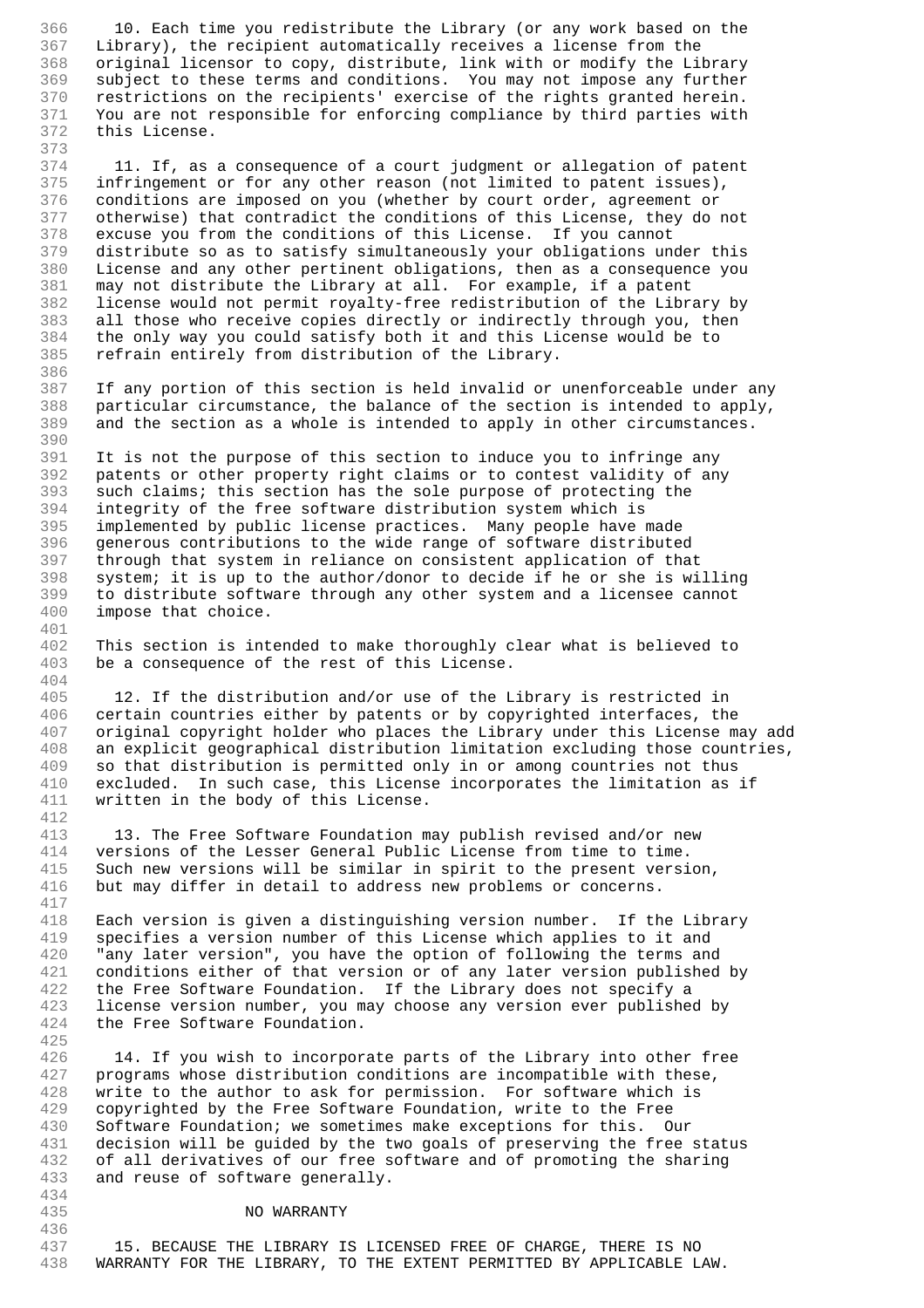10. Each time you redistribute the Library (or any work based on the Library), the recipient automatically receives a license from the original licensor to copy, distribute, link with or modify the Library subject to these terms and conditions. You may not impose any further restrictions on the recipients' exercise of the rights granted herein. You are not responsible for enforcing compliance by third parties with this License.

11. If, as a consequence of a court judgment or allegation of patent infringement or for any other reason (not limited to patent issues), conditions are imposed on you (whether by court order, agreement or otherwise) that contradict the conditions of this License, they do not excuse you from the conditions of this License. If you cannot distribute so as to satisfy simultaneously your obligations under this License and any other pertinent obligations, then as a consequence you may not distribute the Library at all. For example, if a patent license would not permit royalty-free redistribution of the Library by all those who receive copies directly or indirectly through you, then the only way you could satisfy both it and this License would be to refrain entirely from distribution of the Library.

If any portion of this section is held invalid or unenforceable under any particular circumstance, the balance of the section is intended to apply, and the section as a whole is intended to apply in other circumstances.

It is not the purpose of this section to induce you to infringe any patents or other property right claims or to contest validity of any such claims; this section has the sole purpose of protecting the integrity of the free software distribution system which is implemented by public license practices. Many people have made generous contributions to the wide range of software distributed through that system in reliance on consistent application of that system; it is up to the author/donor to decide if he or she is willing to distribute software through any other system and a licensee cannot impose that choice.

This section is intended to make thoroughly clear what is believed to be a consequence of the rest of this License.

12. If the distribution and/or use of the Library is restricted in certain countries either by patents or by copyrighted interfaces, the original copyright holder who places the Library under this License may add an explicit geographical distribution limitation excluding those countries, so that distribution is permitted only in or among countries not thus excluded. In such case, this License incorporates the limitation as if written in the body of this License.

13. The Free Software Foundation may publish revised and/or new versions of the Lesser General Public License from time to time. Such new versions will be similar in spirit to the present version, but may differ in detail to address new problems or concerns.

Each version is given a distinguishing version number. If the Library specifies a version number of this License which applies to it and "any later version", you have the option of following the terms and conditions either of that version or of any later version published by the Free Software Foundation. If the Library does not specify a license version number, you may choose any version ever published by the Free Software Foundation.

14. If you wish to incorporate parts of the Library into other free programs whose distribution conditions are incompatible with these, write to the author to ask for permission. For software which is copyrighted by the Free Software Foundation, write to the Free Software Foundation; we sometimes make exceptions for this. Our decision will be guided by the two goals of preserving the free status of all derivatives of our free software and of promoting the sharing and reuse of software generally.

NO WARRANTY

15. BECAUSE THE LIBRARY IS LICENSED FREE OF CHARGE, THERE IS NO WARRANTY FOR THE LIBRARY, TO THE EXTENT PERMITTED BY APPLICABLE LAW.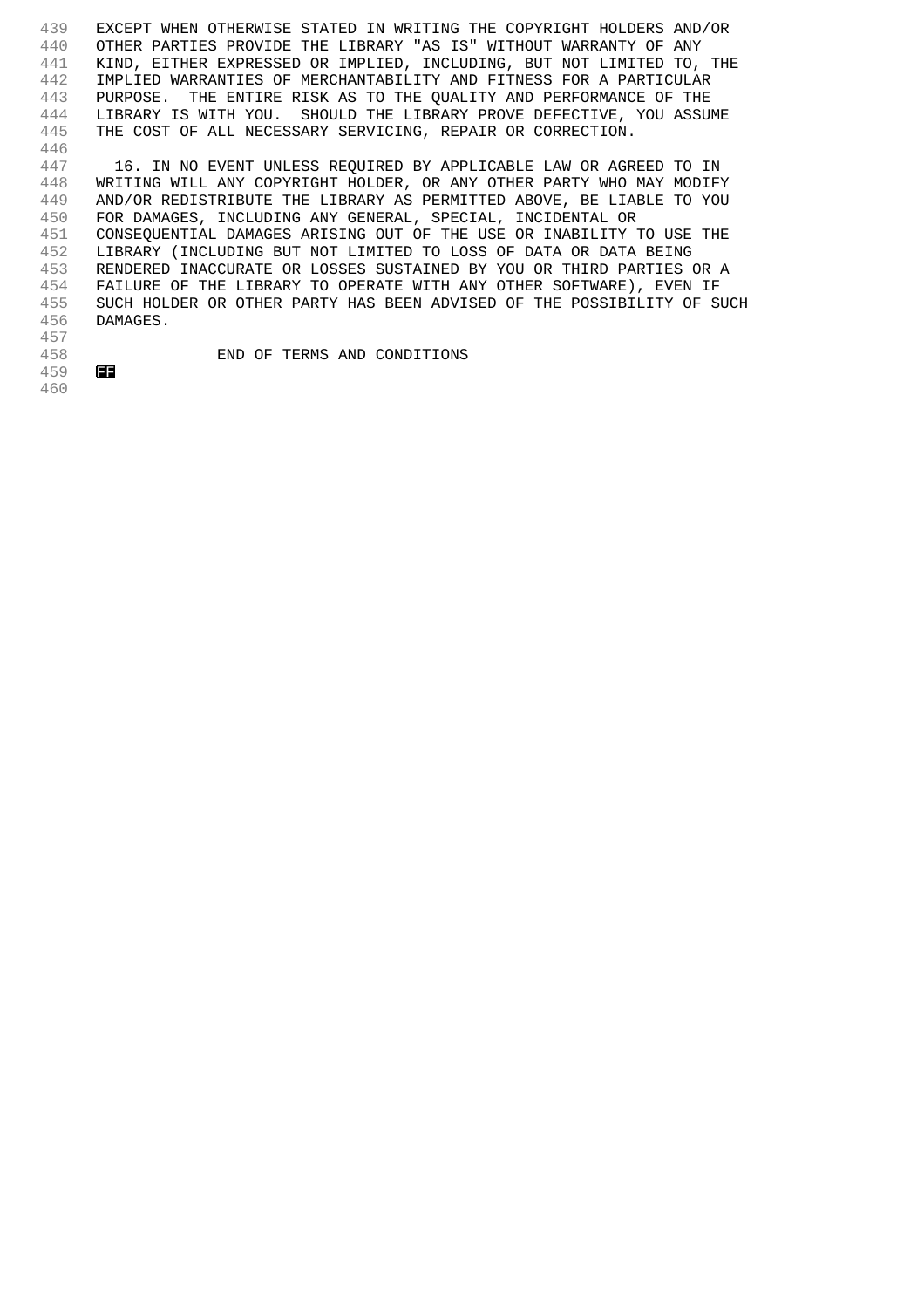EXCEPT WHEN OTHERWISE STATED IN WRITING THE COPYRIGHT HOLDERS AND/OR OTHER PARTIES PROVIDE THE LIBRARY "AS IS" WITHOUT WARRANTY OF ANY KIND, EITHER EXPRESSED OR IMPLIED, INCLUDING, BUT NOT LIMITED TO, THE IMPLIED WARRANTIES OF MERCHANTABILITY AND FITNESS FOR A PARTICULAR PURPOSE. THE ENTIRE RISK AS TO THE QUALITY AND PERFORMANCE OF THE LIBRARY IS WITH YOU. SHOULD THE LIBRARY PROVE DEFECTIVE, YOU ASSUME THE COST OF ALL NECESSARY SERVICING, REPAIR OR CORRECTION.

16. IN NO EVENT UNLESS REQUIRED BY APPLICABLE LAW OR AGREED TO IN WRITING WILL ANY COPYRIGHT HOLDER, OR ANY OTHER PARTY WHO MAY MODIFY AND/OR REDISTRIBUTE THE LIBRARY AS PERMITTED ABOVE, BE LIABLE TO YOU FOR DAMAGES, INCLUDING ANY GENERAL, SPECIAL, INCIDENTAL OR CONSEQUENTIAL DAMAGES ARISING OUT OF THE USE OR INABILITY TO USE THE LIBRARY (INCLUDING BUT NOT LIMITED TO LOSS OF DATA OR DATA BEING RENDERED INACCURATE OR LOSSES SUSTAINED BY YOU OR THIRD PARTIES OR A FAILURE OF THE LIBRARY TO OPERATE WITH ANY OTHER SOFTWARE), EVEN IF SUCH HOLDER OR OTHER PARTY HAS BEEN ADVISED OF THE POSSIBILITY OF SUCH DAMAGES.

END OF TERMS AND CONDITIONS